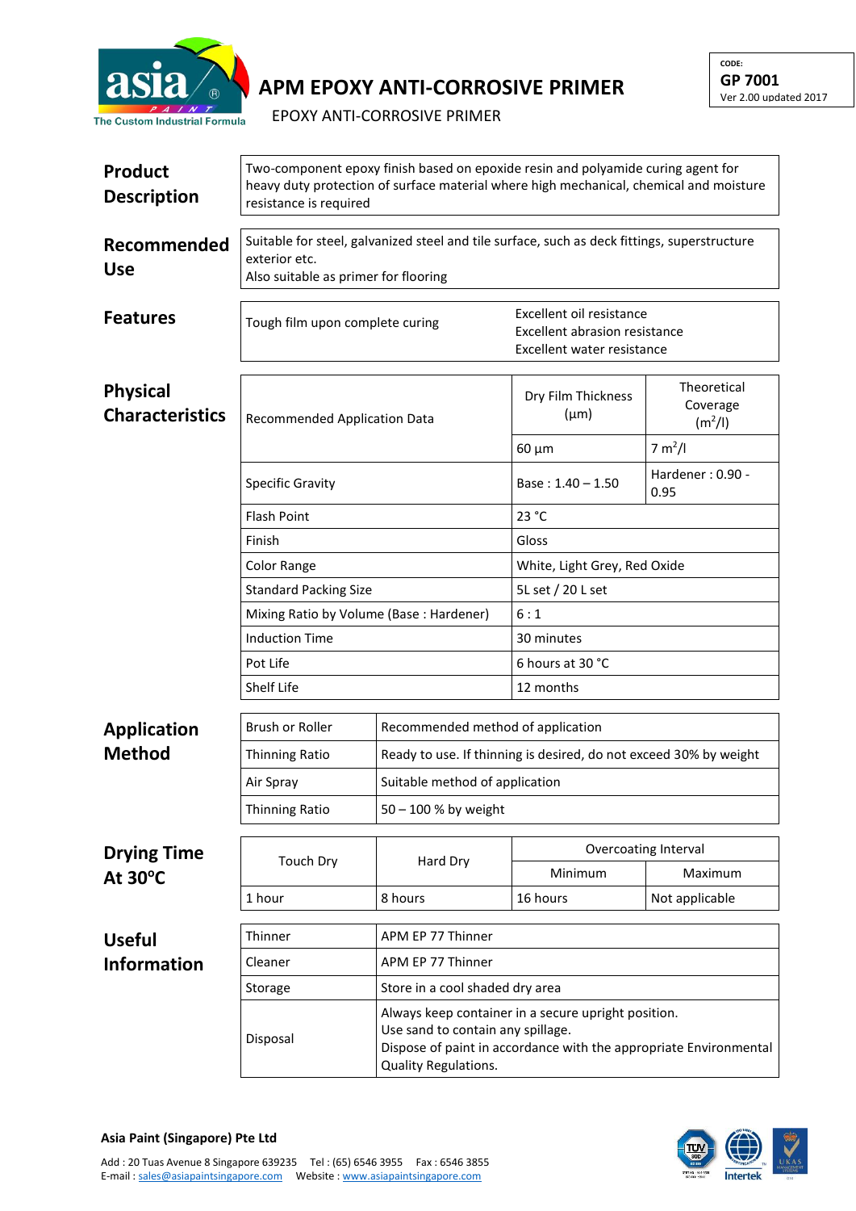# APM EPOXY ANTI-CORROSIVE PRIMER

EPOXY ANTI-CORROSIVE PRIMER

CODE:
**GP 7001**
Ver 2.00 updated 2017

## Product Description

Two-component epoxy finish based on epoxide resin and polyamide curing agent for heavy duty protection of surface material where high mechanical, chemical and moisture resistance is required

## Recommended Use

Suitable for steel, galvanized steel and tile surface, such as deck fittings, superstructure exterior etc.
Also suitable as primer for flooring

## Features

| Tough film upon complete curing | Excellent oil resistance<br>Excellent abrasion resistance<br>Excellent water resistance |
|---|---|

## Physical Characteristics

| | | |
|---|---|---|
| Recommended Application Data | Dry Film Thickness (μm) | Theoretical Coverage ($m^2$/l) |
| | 60 μm | 7 $m^2$/l |
| Specific Gravity | Base : 1.40 – 1.50 | Hardener : 0.90 - 0.95 |
| Flash Point | 23 °C | |
| Finish | Gloss | |
| Color Range | White, Light Grey, Red Oxide | |
| Standard Packing Size | 5L set / 20 L set | |
| Mixing Ratio by Volume (Base : Hardener) | 6 : 1 | |
| Induction Time | 30 minutes | |
| Pot Life | 6 hours at 30 °C | |
| Shelf Life | 12 months | |

## Application Method

| | |
|---|---|
| Brush or Roller | Recommended method of application |
| Thinning Ratio | Ready to use. If thinning is desired, do not exceed 30% by weight |
| Air Spray | Suitable method of application |
| Thinning Ratio | 50 – 100 % by weight |

## Drying Time At 30°C

| Touch Dry | Hard Dry | Overcoating Interval | |
|---|---|---|---|
| | | Minimum | Maximum |
| 1 hour | 8 hours | 16 hours | Not applicable |

## Useful Information

| | |
|---|---|
| Thinner | APM EP 77 Thinner |
| Cleaner | APM EP 77 Thinner |
| Storage | Store in a cool shaded dry area |
| Disposal | Always keep container in a secure upright position.<br>Use sand to contain any spillage.<br>Dispose of paint in accordance with the appropriate Environmental Quality Regulations. |

**Asia Paint (Singapore) Pte Ltd**

Add : 20 Tuas Avenue 8 Singapore 639235 Tel : (65) 6546 3955 Fax : 6546 3855
E-mail : sales@asiapaintsingapore.com Website : www.asiapaintsingapore.com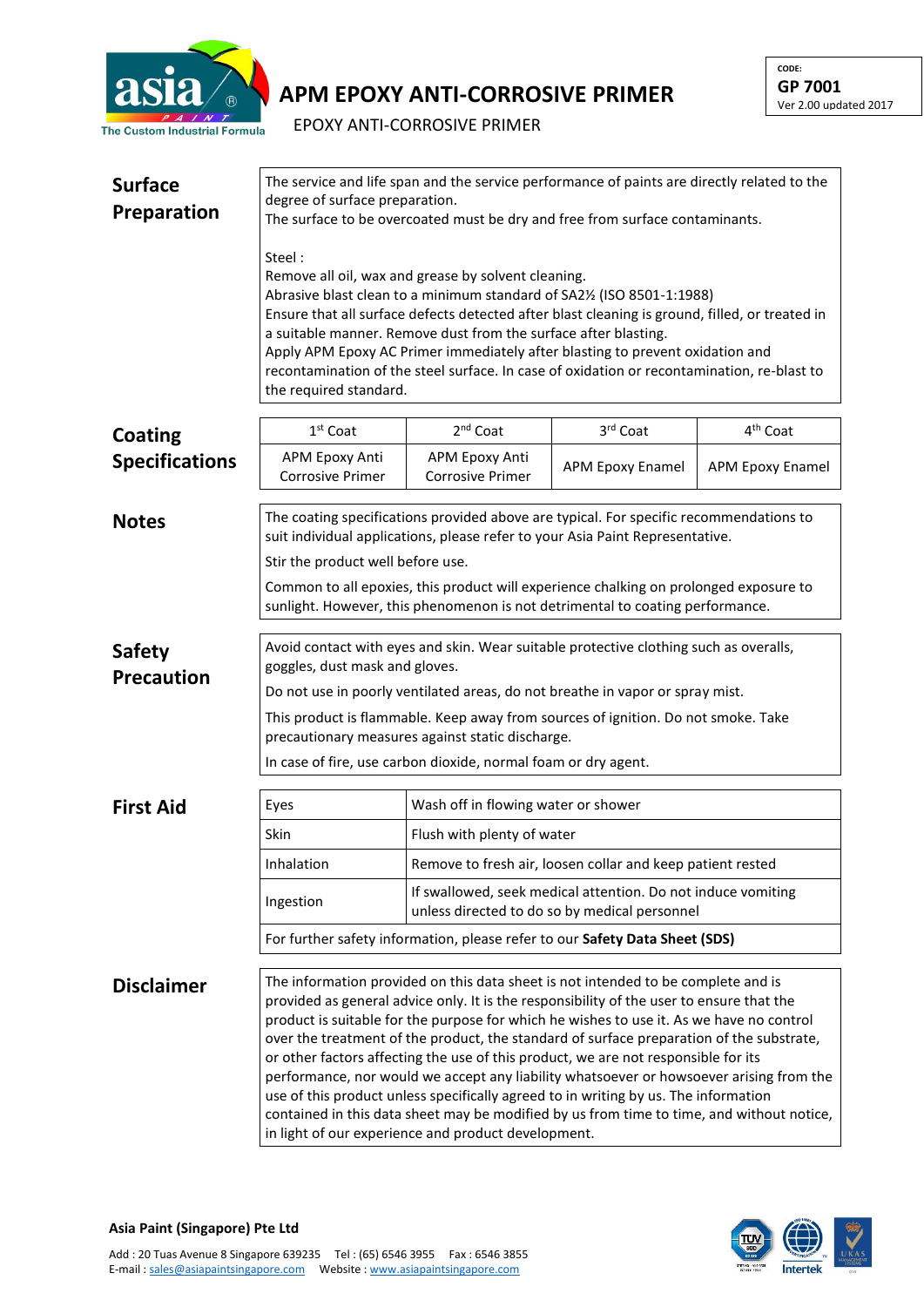# APM EPOXY ANTI-CORROSIVE PRIMER

EPOXY ANTI-CORROSIVE PRIMER

CODE:
**GP 7001**
Ver 2.00 updated 2017

## Surface Preparation

The service and life span and the service performance of paints are directly related to the degree of surface preparation.
The surface to be overcoated must be dry and free from surface contaminants.

Steel :
Remove all oil, wax and grease by solvent cleaning.
Abrasive blast clean to a minimum standard of SA2½ (ISO 8501-1:1988)
Ensure that all surface defects detected after blast cleaning is ground, filled, or treated in a suitable manner. Remove dust from the surface after blasting.
Apply APM Epoxy AC Primer immediately after blasting to prevent oxidation and recontamination of the steel surface. In case of oxidation or recontamination, re-blast to the required standard.

## Coating Specifications

| 1st Coat | 2nd Coat | 3rd Coat | 4th Coat |
|---|---|---|---|
| APM Epoxy Anti Corrosive Primer | APM Epoxy Anti Corrosive Primer | APM Epoxy Enamel | APM Epoxy Enamel |

## Notes

The coating specifications provided above are typical. For specific recommendations to suit individual applications, please refer to your Asia Paint Representative.

Stir the product well before use.

Common to all epoxies, this product will experience chalking on prolonged exposure to sunlight. However, this phenomenon is not detrimental to coating performance.

## Safety Precaution

Avoid contact with eyes and skin. Wear suitable protective clothing such as overalls, goggles, dust mask and gloves.

Do not use in poorly ventilated areas, do not breathe in vapor or spray mist.

This product is flammable. Keep away from sources of ignition. Do not smoke. Take precautionary measures against static discharge.

In case of fire, use carbon dioxide, normal foam or dry agent.

## First Aid

| | |
|---|---|
| Eyes | Wash off in flowing water or shower |
| Skin | Flush with plenty of water |
| Inhalation | Remove to fresh air, loosen collar and keep patient rested |
| Ingestion | If swallowed, seek medical attention. Do not induce vomiting unless directed to do so by medical personnel |

For further safety information, please refer to our **Safety Data Sheet (SDS)**

## Disclaimer

The information provided on this data sheet is not intended to be complete and is provided as general advice only. It is the responsibility of the user to ensure that the product is suitable for the purpose for which he wishes to use it. As we have no control over the treatment of the product, the standard of surface preparation of the substrate, or other factors affecting the use of this product, we are not responsible for its performance, nor would we accept any liability whatsoever or howsoever arising from the use of this product unless specifically agreed to in writing by us. The information contained in this data sheet may be modified by us from time to time, and without notice, in light of our experience and product development.

**Asia Paint (Singapore) Pte Ltd**

Add : 20 Tuas Avenue 8 Singapore 639235 Tel : (65) 6546 3955 Fax : 6546 3855
E-mail : sales@asiapaintsingapore.com Website : www.asiapaintsingapore.com